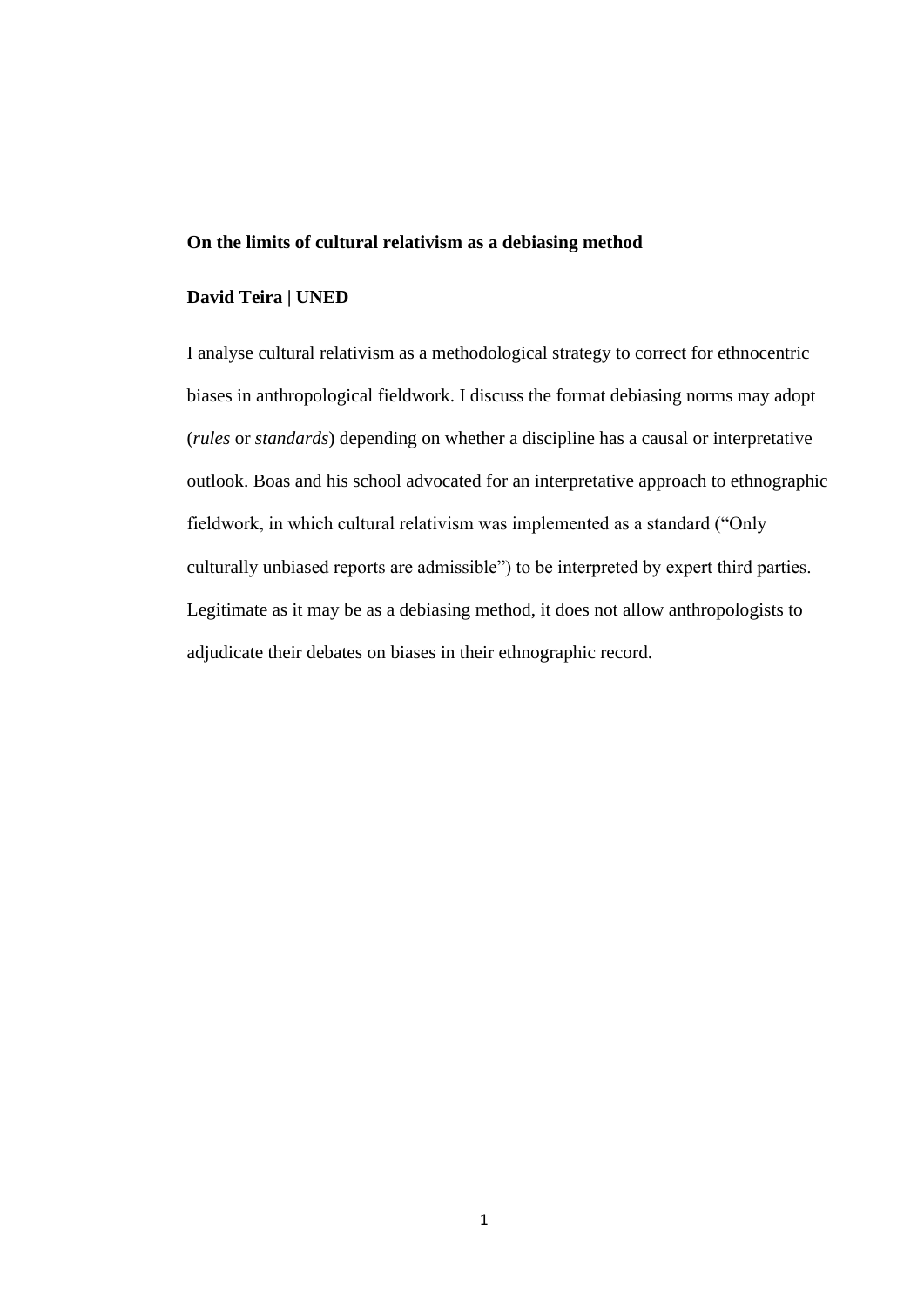# On the limits of cultural relativism as a debiasing method

**David Teira | UNED**

I analyse cultural relativism as a methodological strategy to correct for ethnocentric biases in anthropological fieldwork. I discuss the format debiasing norms may adopt (*rules* or *standards*) depending on whether a discipline has a causal or interpretative outlook. Boas and his school advocated for an interpretative approach to ethnographic fieldwork, in which cultural relativism was implemented as a standard ("Only culturally unbiased reports are admissible") to be interpreted by expert third parties. Legitimate as it may be as a debiasing method, it does not allow anthropologists to adjudicate their debates on biases in their ethnographic record.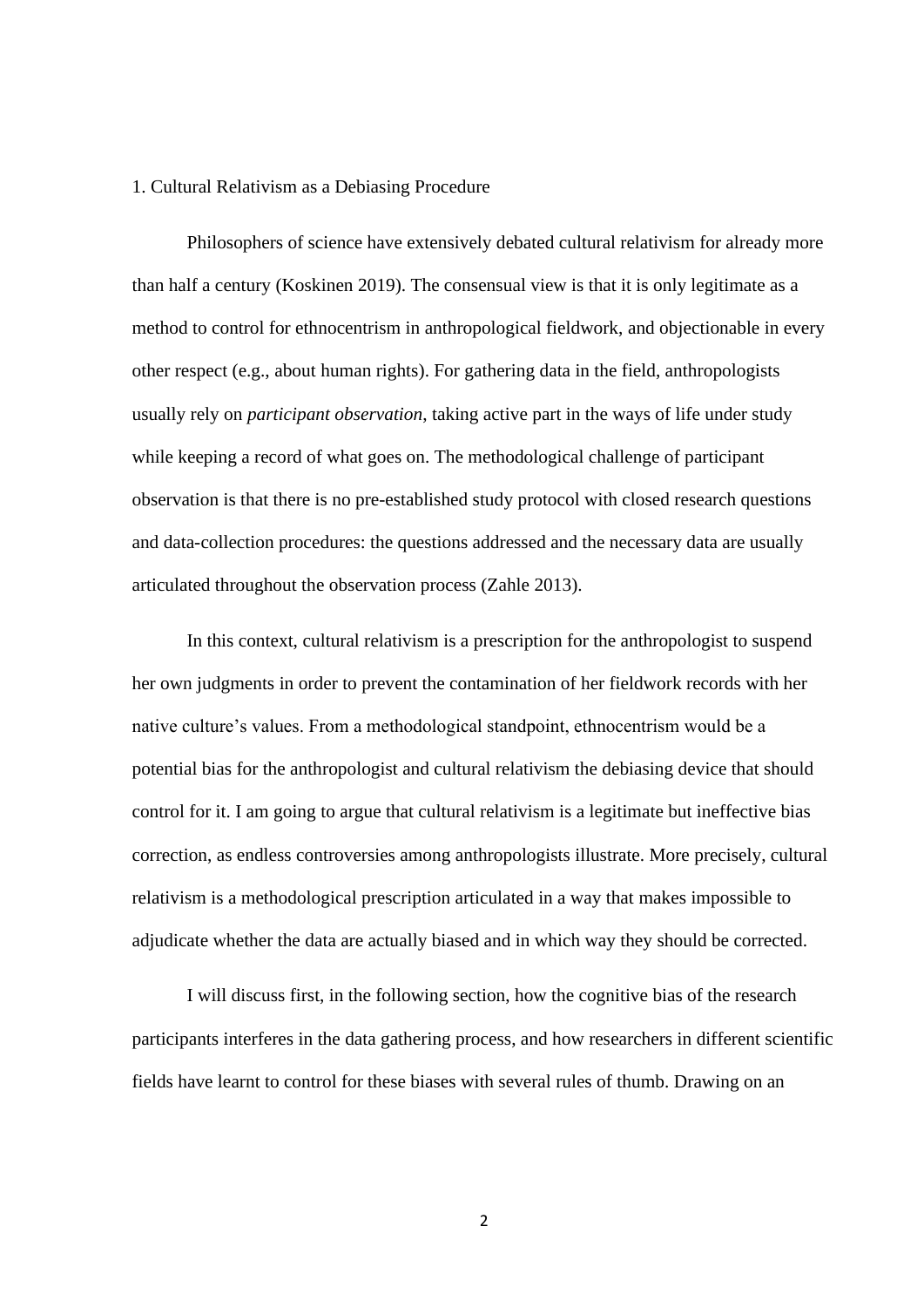## 1. Cultural Relativism as a Debiasing Procedure

Philosophers of science have extensively debated cultural relativism for already more than half a century (Koskinen 2019). The consensual view is that it is only legitimate as a method to control for ethnocentrism in anthropological fieldwork, and objectionable in every other respect (e.g., about human rights). For gathering data in the field, anthropologists usually rely on *participant observation*, taking active part in the ways of life under study while keeping a record of what goes on. The methodological challenge of participant observation is that there is no pre-established study protocol with closed research questions and data-collection procedures: the questions addressed and the necessary data are usually articulated throughout the observation process (Zahle 2013).

In this context, cultural relativism is a prescription for the anthropologist to suspend her own judgments in order to prevent the contamination of her fieldwork records with her native culture's values. From a methodological standpoint, ethnocentrism would be a potential bias for the anthropologist and cultural relativism the debiasing device that should control for it. I am going to argue that cultural relativism is a legitimate but ineffective bias correction, as endless controversies among anthropologists illustrate. More precisely, cultural relativism is a methodological prescription articulated in a way that makes impossible to adjudicate whether the data are actually biased and in which way they should be corrected.

I will discuss first, in the following section, how the cognitive bias of the research participants interferes in the data gathering process, and how researchers in different scientific fields have learnt to control for these biases with several rules of thumb. Drawing on an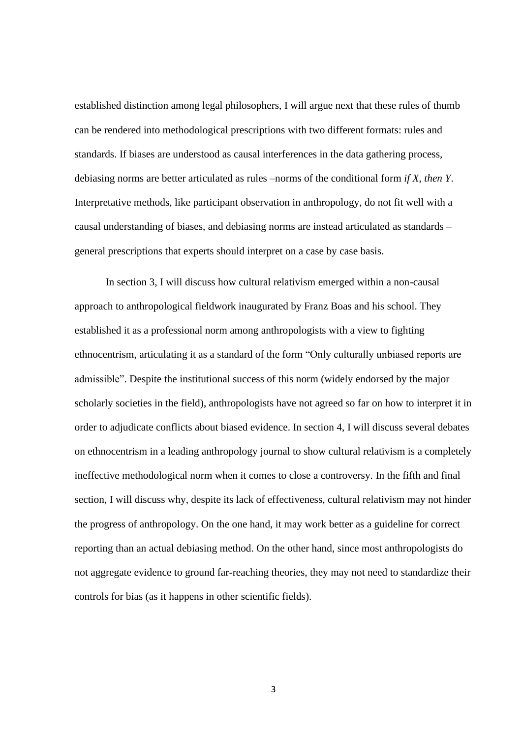established distinction among legal philosophers, I will argue next that these rules of thumb can be rendered into methodological prescriptions with two different formats: rules and standards. If biases are understood as causal interferences in the data gathering process, debiasing norms are better articulated as rules –norms of the conditional form *if X, then Y*. Interpretative methods, like participant observation in anthropology, do not fit well with a causal understanding of biases, and debiasing norms are instead articulated as standards – general prescriptions that experts should interpret on a case by case basis.

In section 3, I will discuss how cultural relativism emerged within a non-causal approach to anthropological fieldwork inaugurated by Franz Boas and his school. They established it as a professional norm among anthropologists with a view to fighting ethnocentrism, articulating it as a standard of the form "Only culturally unbiased reports are admissible". Despite the institutional success of this norm (widely endorsed by the major scholarly societies in the field), anthropologists have not agreed so far on how to interpret it in order to adjudicate conflicts about biased evidence. In section 4, I will discuss several debates on ethnocentrism in a leading anthropology journal to show cultural relativism is a completely ineffective methodological norm when it comes to close a controversy. In the fifth and final section, I will discuss why, despite its lack of effectiveness, cultural relativism may not hinder the progress of anthropology. On the one hand, it may work better as a guideline for correct reporting than an actual debiasing method. On the other hand, since most anthropologists do not aggregate evidence to ground far-reaching theories, they may not need to standardize their controls for bias (as it happens in other scientific fields).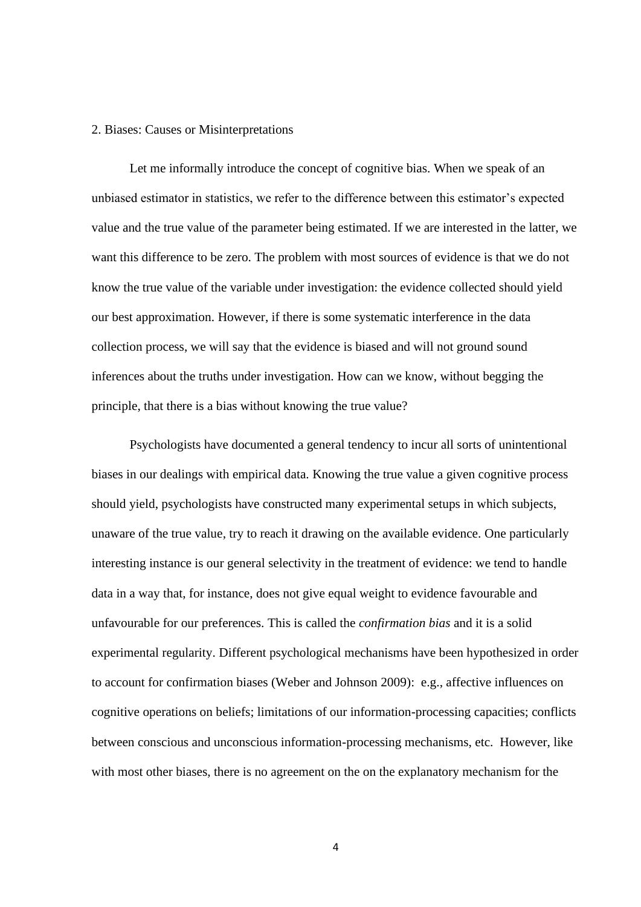## 2. Biases: Causes or Misinterpretations

Let me informally introduce the concept of cognitive bias. When we speak of an unbiased estimator in statistics, we refer to the difference between this estimator's expected value and the true value of the parameter being estimated. If we are interested in the latter, we want this difference to be zero. The problem with most sources of evidence is that we do not know the true value of the variable under investigation: the evidence collected should yield our best approximation. However, if there is some systematic interference in the data collection process, we will say that the evidence is biased and will not ground sound inferences about the truths under investigation. How can we know, without begging the principle, that there is a bias without knowing the true value?

Psychologists have documented a general tendency to incur all sorts of unintentional biases in our dealings with empirical data. Knowing the true value a given cognitive process should yield, psychologists have constructed many experimental setups in which subjects, unaware of the true value, try to reach it drawing on the available evidence. One particularly interesting instance is our general selectivity in the treatment of evidence: we tend to handle data in a way that, for instance, does not give equal weight to evidence favourable and unfavourable for our preferences. This is called the *confirmation bias* and it is a solid experimental regularity. Different psychological mechanisms have been hypothesized in order to account for confirmation biases (Weber and Johnson 2009): e.g., affective influences on cognitive operations on beliefs; limitations of our information-processing capacities; conflicts between conscious and unconscious information-processing mechanisms, etc. However, like with most other biases, there is no agreement on the on the explanatory mechanism for the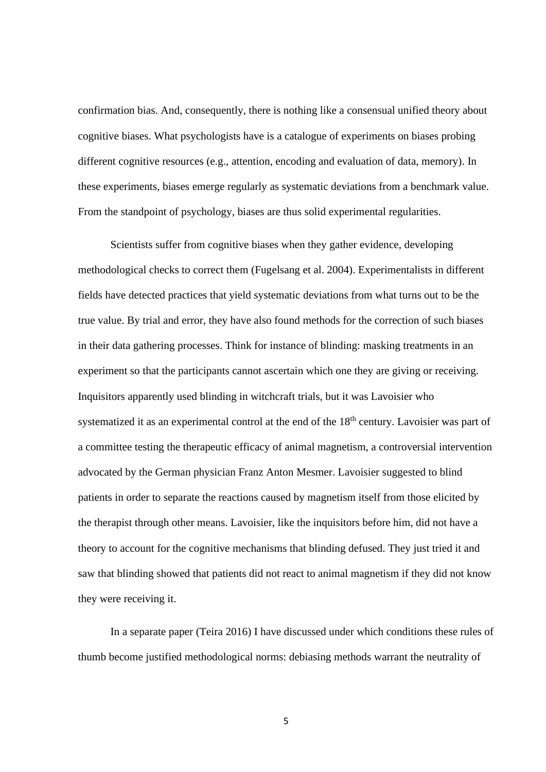confirmation bias. And, consequently, there is nothing like a consensual unified theory about cognitive biases. What psychologists have is a catalogue of experiments on biases probing different cognitive resources (e.g., attention, encoding and evaluation of data, memory). In these experiments, biases emerge regularly as systematic deviations from a benchmark value. From the standpoint of psychology, biases are thus solid experimental regularities.

Scientists suffer from cognitive biases when they gather evidence, developing methodological checks to correct them (Fugelsang et al. 2004). Experimentalists in different fields have detected practices that yield systematic deviations from what turns out to be the true value. By trial and error, they have also found methods for the correction of such biases in their data gathering processes. Think for instance of blinding: masking treatments in an experiment so that the participants cannot ascertain which one they are giving or receiving. Inquisitors apparently used blinding in witchcraft trials, but it was Lavoisier who systematized it as an experimental control at the end of the 18th century. Lavoisier was part of a committee testing the therapeutic efficacy of animal magnetism, a controversial intervention advocated by the German physician Franz Anton Mesmer. Lavoisier suggested to blind patients in order to separate the reactions caused by magnetism itself from those elicited by the therapist through other means. Lavoisier, like the inquisitors before him, did not have a theory to account for the cognitive mechanisms that blinding defused. They just tried it and saw that blinding showed that patients did not react to animal magnetism if they did not know they were receiving it.

In a separate paper (Teira 2016) I have discussed under which conditions these rules of thumb become justified methodological norms: debiasing methods warrant the neutrality of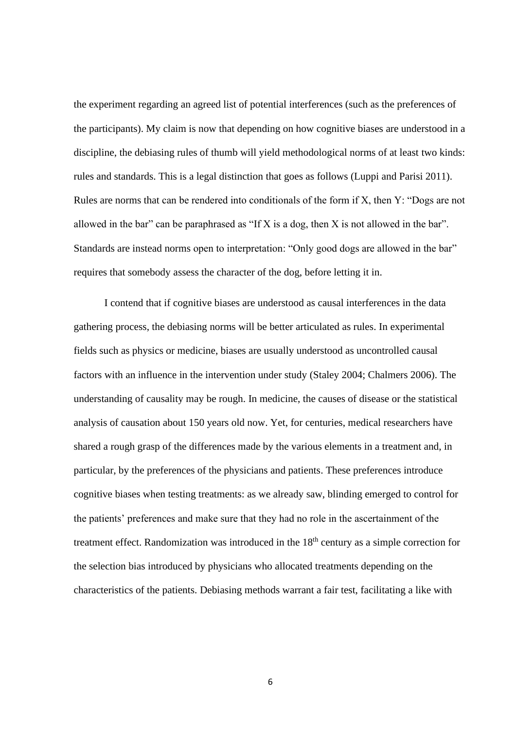the experiment regarding an agreed list of potential interferences (such as the preferences of the participants). My claim is now that depending on how cognitive biases are understood in a discipline, the debiasing rules of thumb will yield methodological norms of at least two kinds: rules and standards. This is a legal distinction that goes as follows (Luppi and Parisi 2011). Rules are norms that can be rendered into conditionals of the form if X, then Y: "Dogs are not allowed in the bar" can be paraphrased as "If X is a dog, then X is not allowed in the bar". Standards are instead norms open to interpretation: "Only good dogs are allowed in the bar" requires that somebody assess the character of the dog, before letting it in.

I contend that if cognitive biases are understood as causal interferences in the data gathering process, the debiasing norms will be better articulated as rules. In experimental fields such as physics or medicine, biases are usually understood as uncontrolled causal factors with an influence in the intervention under study (Staley 2004; Chalmers 2006). The understanding of causality may be rough. In medicine, the causes of disease or the statistical analysis of causation about 150 years old now. Yet, for centuries, medical researchers have shared a rough grasp of the differences made by the various elements in a treatment and, in particular, by the preferences of the physicians and patients. These preferences introduce cognitive biases when testing treatments: as we already saw, blinding emerged to control for the patients' preferences and make sure that they had no role in the ascertainment of the treatment effect. Randomization was introduced in the 18th century as a simple correction for the selection bias introduced by physicians who allocated treatments depending on the characteristics of the patients. Debiasing methods warrant a fair test, facilitating a like with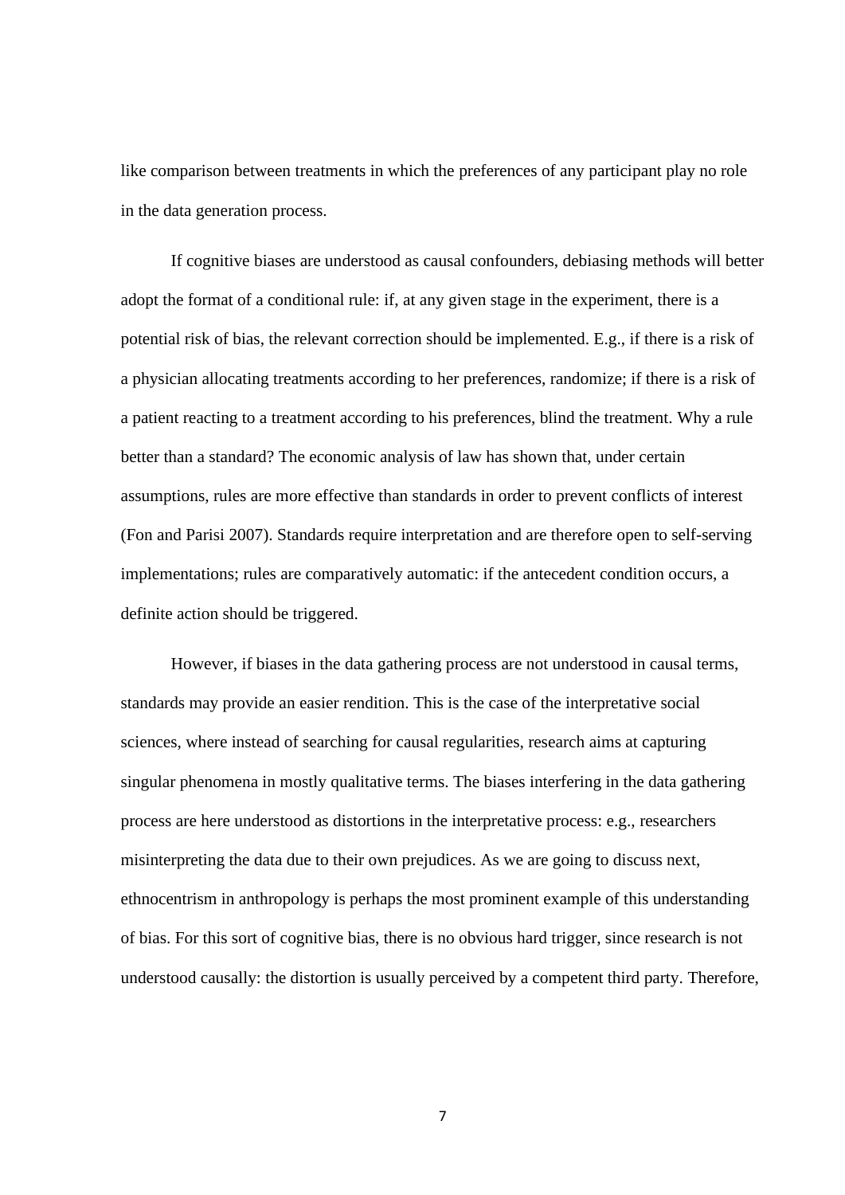like comparison between treatments in which the preferences of any participant play no role in the data generation process.

If cognitive biases are understood as causal confounders, debiasing methods will better adopt the format of a conditional rule: if, at any given stage in the experiment, there is a potential risk of bias, the relevant correction should be implemented. E.g., if there is a risk of a physician allocating treatments according to her preferences, randomize; if there is a risk of a patient reacting to a treatment according to his preferences, blind the treatment. Why a rule better than a standard? The economic analysis of law has shown that, under certain assumptions, rules are more effective than standards in order to prevent conflicts of interest (Fon and Parisi 2007). Standards require interpretation and are therefore open to self-serving implementations; rules are comparatively automatic: if the antecedent condition occurs, a definite action should be triggered.

However, if biases in the data gathering process are not understood in causal terms, standards may provide an easier rendition. This is the case of the interpretative social sciences, where instead of searching for causal regularities, research aims at capturing singular phenomena in mostly qualitative terms. The biases interfering in the data gathering process are here understood as distortions in the interpretative process: e.g., researchers misinterpreting the data due to their own prejudices. As we are going to discuss next, ethnocentrism in anthropology is perhaps the most prominent example of this understanding of bias. For this sort of cognitive bias, there is no obvious hard trigger, since research is not understood causally: the distortion is usually perceived by a competent third party. Therefore,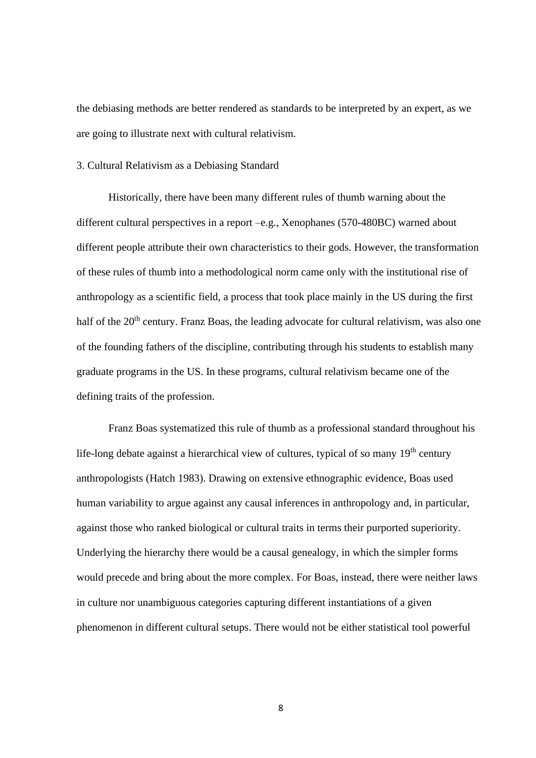the debiasing methods are better rendered as standards to be interpreted by an expert, as we are going to illustrate next with cultural relativism.

## 3. Cultural Relativism as a Debiasing Standard

Historically, there have been many different rules of thumb warning about the different cultural perspectives in a report –e.g., Xenophanes (570-480BC) warned about different people attribute their own characteristics to their gods. However, the transformation of these rules of thumb into a methodological norm came only with the institutional rise of anthropology as a scientific field, a process that took place mainly in the US during the first half of the 20th century. Franz Boas, the leading advocate for cultural relativism, was also one of the founding fathers of the discipline, contributing through his students to establish many graduate programs in the US. In these programs, cultural relativism became one of the defining traits of the profession.

Franz Boas systematized this rule of thumb as a professional standard throughout his life-long debate against a hierarchical view of cultures, typical of so many 19th century anthropologists (Hatch 1983). Drawing on extensive ethnographic evidence, Boas used human variability to argue against any causal inferences in anthropology and, in particular, against those who ranked biological or cultural traits in terms their purported superiority. Underlying the hierarchy there would be a causal genealogy, in which the simpler forms would precede and bring about the more complex. For Boas, instead, there were neither laws in culture nor unambiguous categories capturing different instantiations of a given phenomenon in different cultural setups. There would not be either statistical tool powerful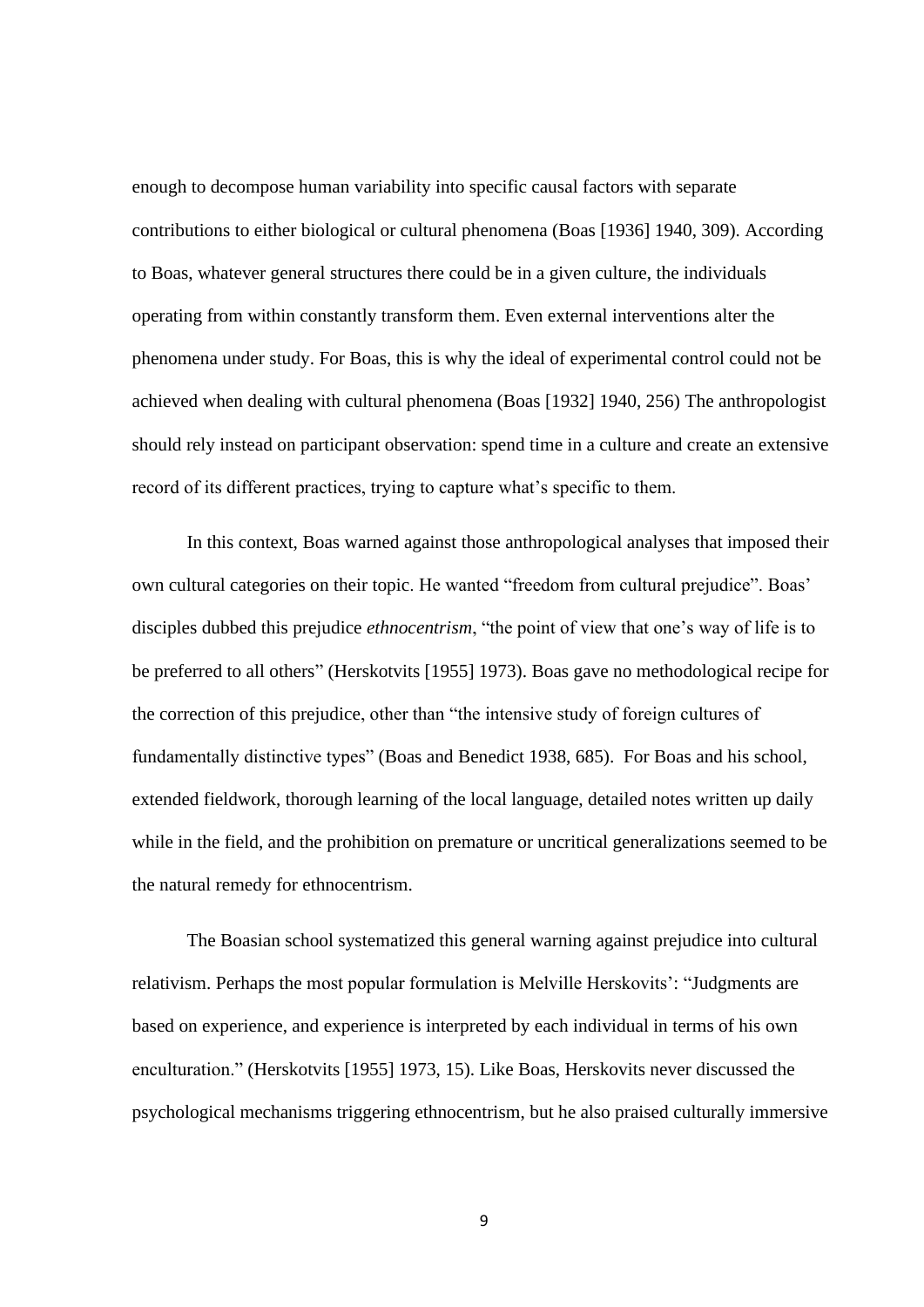enough to decompose human variability into specific causal factors with separate contributions to either biological or cultural phenomena (Boas [1936] 1940, 309). According to Boas, whatever general structures there could be in a given culture, the individuals operating from within constantly transform them. Even external interventions alter the phenomena under study. For Boas, this is why the ideal of experimental control could not be achieved when dealing with cultural phenomena (Boas [1932] 1940, 256) The anthropologist should rely instead on participant observation: spend time in a culture and create an extensive record of its different practices, trying to capture what's specific to them.

In this context, Boas warned against those anthropological analyses that imposed their own cultural categories on their topic. He wanted "freedom from cultural prejudice". Boas' disciples dubbed this prejudice *ethnocentrism*, "the point of view that one's way of life is to be preferred to all others" (Herskotvits [1955] 1973). Boas gave no methodological recipe for the correction of this prejudice, other than "the intensive study of foreign cultures of fundamentally distinctive types" (Boas and Benedict 1938, 685). For Boas and his school, extended fieldwork, thorough learning of the local language, detailed notes written up daily while in the field, and the prohibition on premature or uncritical generalizations seemed to be the natural remedy for ethnocentrism.

The Boasian school systematized this general warning against prejudice into cultural relativism. Perhaps the most popular formulation is Melville Herskovits': "Judgments are based on experience, and experience is interpreted by each individual in terms of his own enculturation." (Herskotvits [1955] 1973, 15). Like Boas, Herskovits never discussed the psychological mechanisms triggering ethnocentrism, but he also praised culturally immersive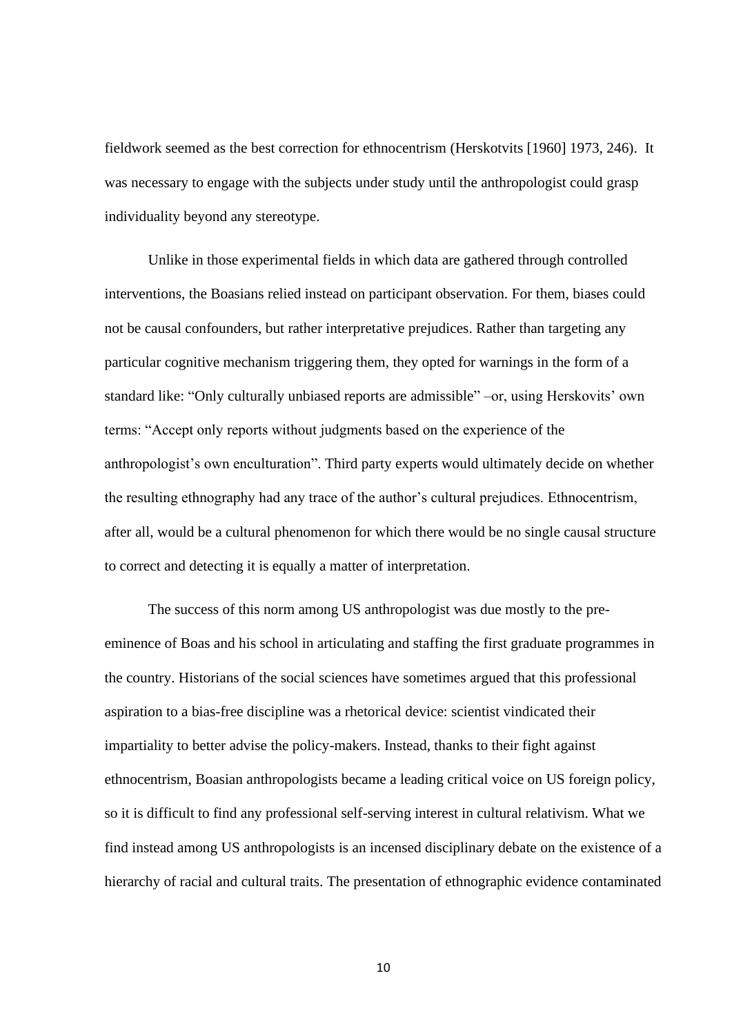fieldwork seemed as the best correction for ethnocentrism (Herskotvits [1960] 1973, 246). It was necessary to engage with the subjects under study until the anthropologist could grasp individuality beyond any stereotype.

Unlike in those experimental fields in which data are gathered through controlled interventions, the Boasians relied instead on participant observation. For them, biases could not be causal confounders, but rather interpretative prejudices. Rather than targeting any particular cognitive mechanism triggering them, they opted for warnings in the form of a standard like: "Only culturally unbiased reports are admissible" –or, using Herskovits' own terms: "Accept only reports without judgments based on the experience of the anthropologist's own enculturation". Third party experts would ultimately decide on whether the resulting ethnography had any trace of the author's cultural prejudices. Ethnocentrism, after all, would be a cultural phenomenon for which there would be no single causal structure to correct and detecting it is equally a matter of interpretation.

The success of this norm among US anthropologist was due mostly to the pre-eminence of Boas and his school in articulating and staffing the first graduate programmes in the country. Historians of the social sciences have sometimes argued that this professional aspiration to a bias-free discipline was a rhetorical device: scientist vindicated their impartiality to better advise the policy-makers. Instead, thanks to their fight against ethnocentrism, Boasian anthropologists became a leading critical voice on US foreign policy, so it is difficult to find any professional self-serving interest in cultural relativism. What we find instead among US anthropologists is an incensed disciplinary debate on the existence of a hierarchy of racial and cultural traits. The presentation of ethnographic evidence contaminated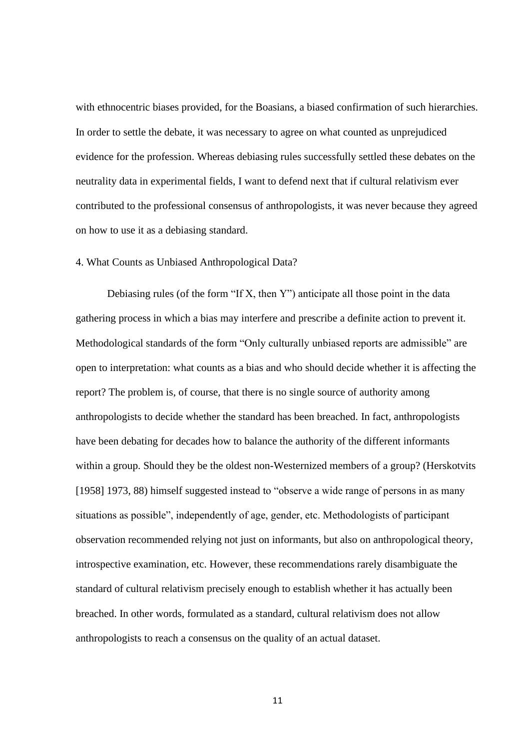with ethnocentric biases provided, for the Boasians, a biased confirmation of such hierarchies. In order to settle the debate, it was necessary to agree on what counted as unprejudiced evidence for the profession. Whereas debiasing rules successfully settled these debates on the neutrality data in experimental fields, I want to defend next that if cultural relativism ever contributed to the professional consensus of anthropologists, it was never because they agreed on how to use it as a debiasing standard.

## 4. What Counts as Unbiased Anthropological Data?

Debiasing rules (of the form "If X, then Y") anticipate all those point in the data gathering process in which a bias may interfere and prescribe a definite action to prevent it. Methodological standards of the form "Only culturally unbiased reports are admissible" are open to interpretation: what counts as a bias and who should decide whether it is affecting the report? The problem is, of course, that there is no single source of authority among anthropologists to decide whether the standard has been breached. In fact, anthropologists have been debating for decades how to balance the authority of the different informants within a group. Should they be the oldest non-Westernized members of a group? (Herskotvits [1958] 1973, 88) himself suggested instead to "observe a wide range of persons in as many situations as possible", independently of age, gender, etc. Methodologists of participant observation recommended relying not just on informants, but also on anthropological theory, introspective examination, etc. However, these recommendations rarely disambiguate the standard of cultural relativism precisely enough to establish whether it has actually been breached. In other words, formulated as a standard, cultural relativism does not allow anthropologists to reach a consensus on the quality of an actual dataset.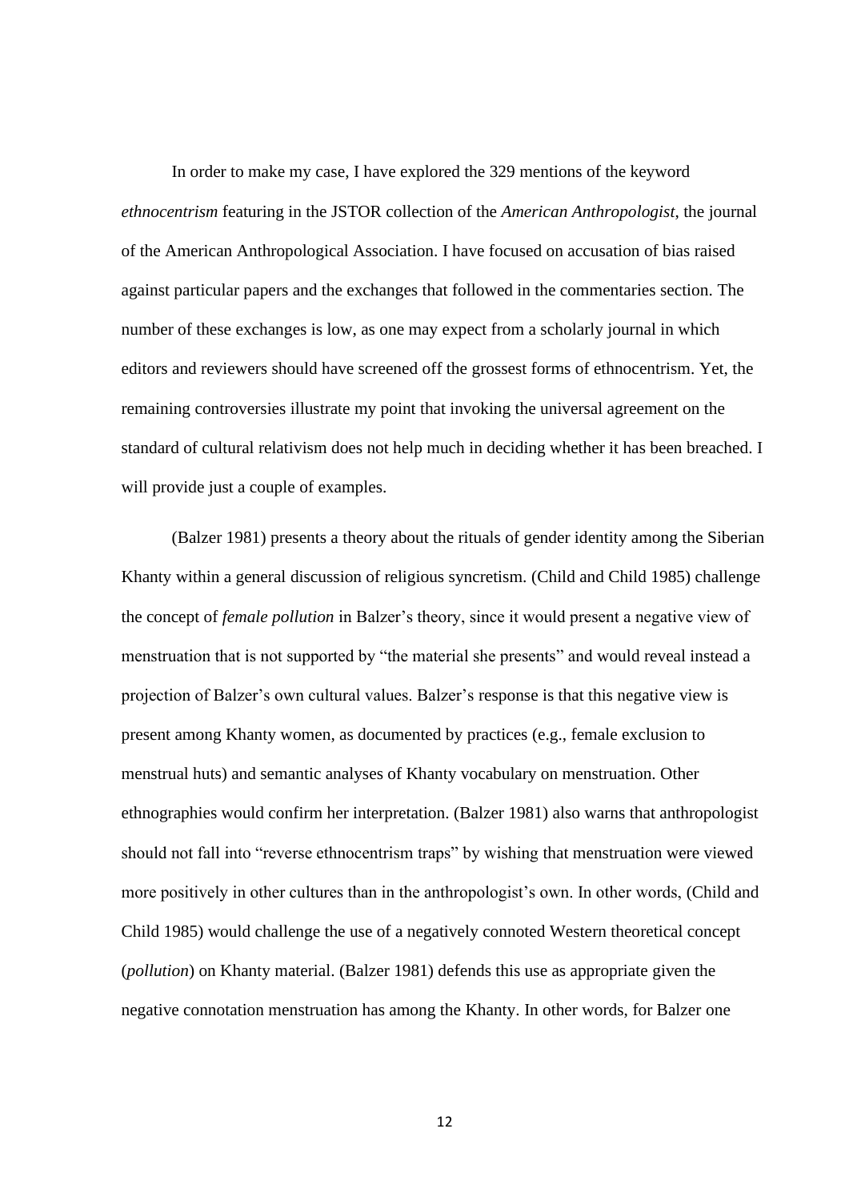In order to make my case, I have explored the 329 mentions of the keyword *ethnocentrism* featuring in the JSTOR collection of the *American Anthropologist*, the journal of the American Anthropological Association. I have focused on accusation of bias raised against particular papers and the exchanges that followed in the commentaries section. The number of these exchanges is low, as one may expect from a scholarly journal in which editors and reviewers should have screened off the grossest forms of ethnocentrism. Yet, the remaining controversies illustrate my point that invoking the universal agreement on the standard of cultural relativism does not help much in deciding whether it has been breached. I will provide just a couple of examples.

(Balzer 1981) presents a theory about the rituals of gender identity among the Siberian Khanty within a general discussion of religious syncretism. (Child and Child 1985) challenge the concept of *female pollution* in Balzer's theory, since it would present a negative view of menstruation that is not supported by "the material she presents" and would reveal instead a projection of Balzer's own cultural values. Balzer's response is that this negative view is present among Khanty women, as documented by practices (e.g., female exclusion to menstrual huts) and semantic analyses of Khanty vocabulary on menstruation. Other ethnographies would confirm her interpretation. (Balzer 1981) also warns that anthropologist should not fall into "reverse ethnocentrism traps" by wishing that menstruation were viewed more positively in other cultures than in the anthropologist's own. In other words, (Child and Child 1985) would challenge the use of a negatively connoted Western theoretical concept (*pollution*) on Khanty material. (Balzer 1981) defends this use as appropriate given the negative connotation menstruation has among the Khanty. In other words, for Balzer one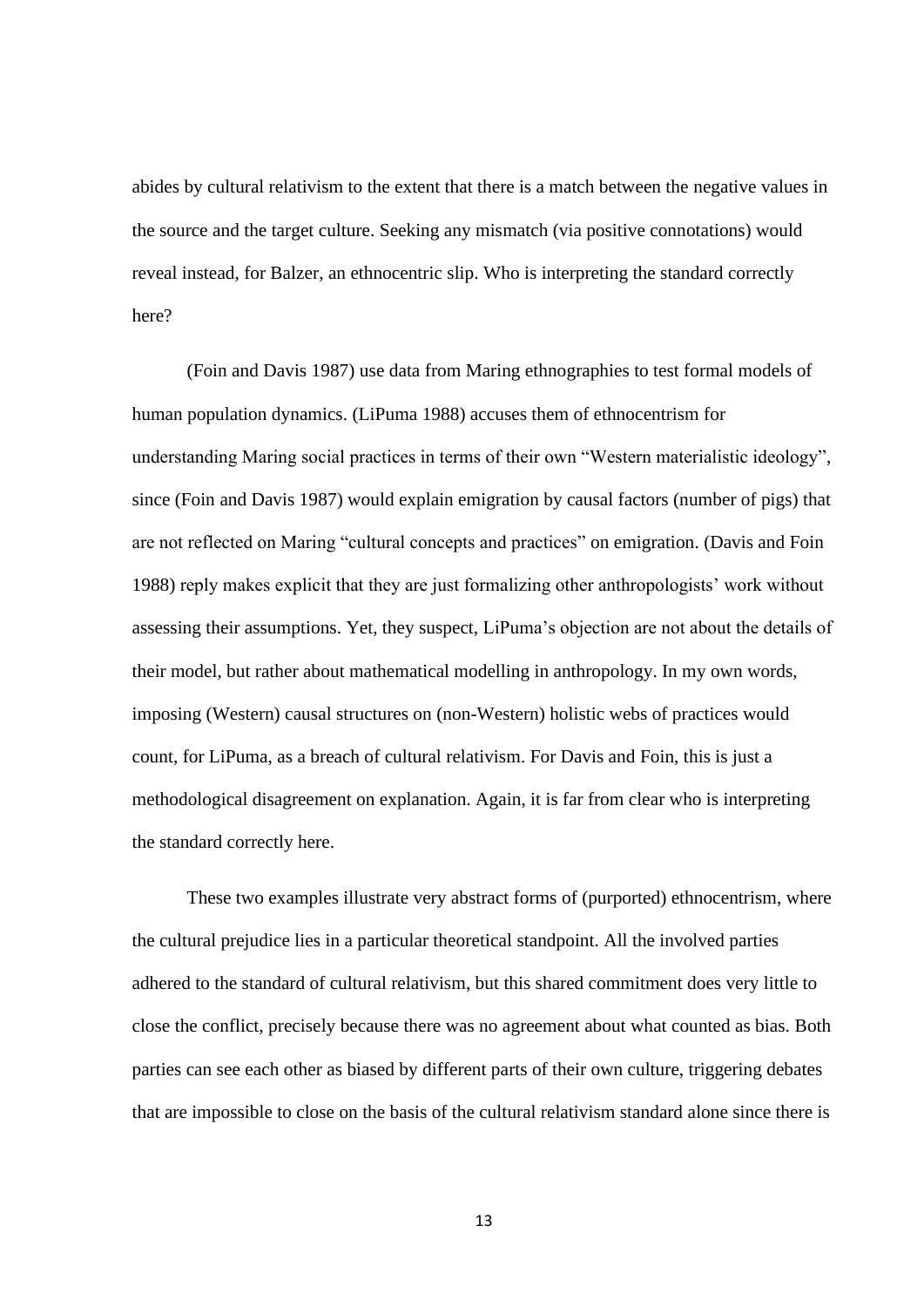abides by cultural relativism to the extent that there is a match between the negative values in the source and the target culture. Seeking any mismatch (via positive connotations) would reveal instead, for Balzer, an ethnocentric slip. Who is interpreting the standard correctly here?

(Foin and Davis 1987) use data from Maring ethnographies to test formal models of human population dynamics. (LiPuma 1988) accuses them of ethnocentrism for understanding Maring social practices in terms of their own "Western materialistic ideology", since (Foin and Davis 1987) would explain emigration by causal factors (number of pigs) that are not reflected on Maring "cultural concepts and practices" on emigration. (Davis and Foin 1988) reply makes explicit that they are just formalizing other anthropologists' work without assessing their assumptions. Yet, they suspect, LiPuma's objection are not about the details of their model, but rather about mathematical modelling in anthropology. In my own words, imposing (Western) causal structures on (non-Western) holistic webs of practices would count, for LiPuma, as a breach of cultural relativism. For Davis and Foin, this is just a methodological disagreement on explanation. Again, it is far from clear who is interpreting the standard correctly here.

These two examples illustrate very abstract forms of (purported) ethnocentrism, where the cultural prejudice lies in a particular theoretical standpoint. All the involved parties adhered to the standard of cultural relativism, but this shared commitment does very little to close the conflict, precisely because there was no agreement about what counted as bias. Both parties can see each other as biased by different parts of their own culture, triggering debates that are impossible to close on the basis of the cultural relativism standard alone since there is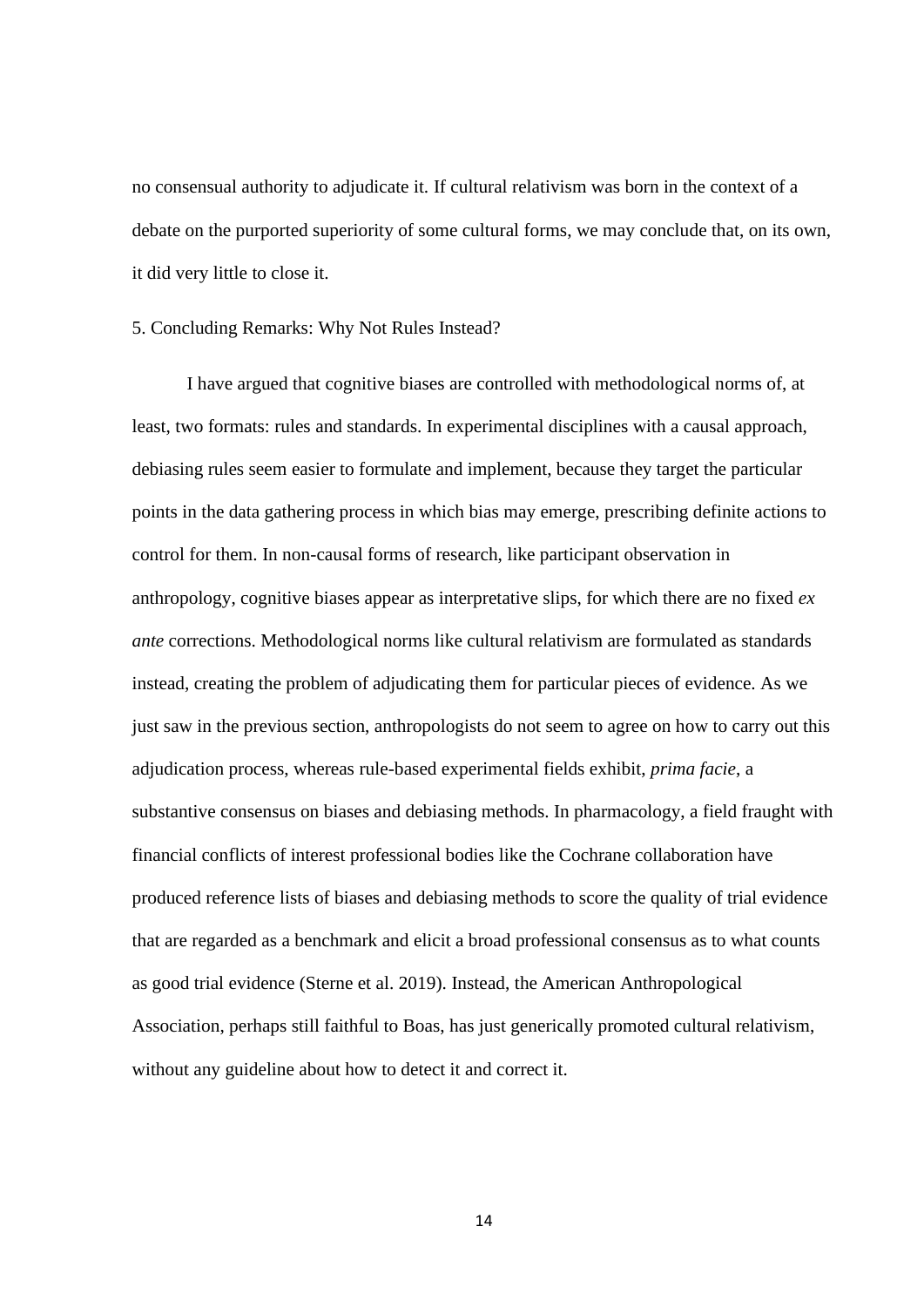no consensual authority to adjudicate it. If cultural relativism was born in the context of a debate on the purported superiority of some cultural forms, we may conclude that, on its own, it did very little to close it.

## 5. Concluding Remarks: Why Not Rules Instead?

I have argued that cognitive biases are controlled with methodological norms of, at least, two formats: rules and standards. In experimental disciplines with a causal approach, debiasing rules seem easier to formulate and implement, because they target the particular points in the data gathering process in which bias may emerge, prescribing definite actions to control for them. In non-causal forms of research, like participant observation in anthropology, cognitive biases appear as interpretative slips, for which there are no fixed *ex ante* corrections. Methodological norms like cultural relativism are formulated as standards instead, creating the problem of adjudicating them for particular pieces of evidence. As we just saw in the previous section, anthropologists do not seem to agree on how to carry out this adjudication process, whereas rule-based experimental fields exhibit, *prima facie*, a substantive consensus on biases and debiasing methods. In pharmacology, a field fraught with financial conflicts of interest professional bodies like the Cochrane collaboration have produced reference lists of biases and debiasing methods to score the quality of trial evidence that are regarded as a benchmark and elicit a broad professional consensus as to what counts as good trial evidence (Sterne et al. 2019). Instead, the American Anthropological Association, perhaps still faithful to Boas, has just generically promoted cultural relativism, without any guideline about how to detect it and correct it.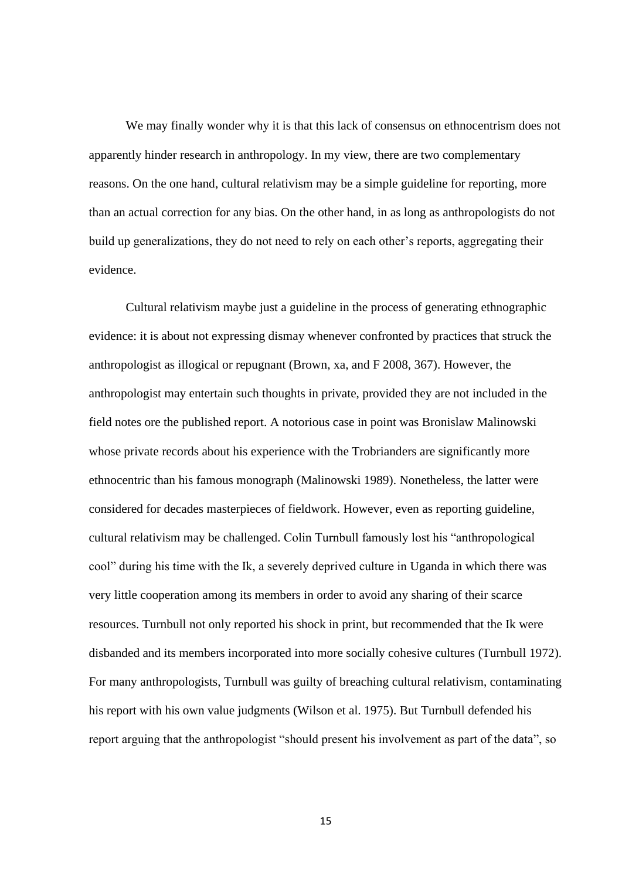We may finally wonder why it is that this lack of consensus on ethnocentrism does not apparently hinder research in anthropology. In my view, there are two complementary reasons. On the one hand, cultural relativism may be a simple guideline for reporting, more than an actual correction for any bias. On the other hand, in as long as anthropologists do not build up generalizations, they do not need to rely on each other's reports, aggregating their evidence.

Cultural relativism maybe just a guideline in the process of generating ethnographic evidence: it is about not expressing dismay whenever confronted by practices that struck the anthropologist as illogical or repugnant (Brown, xa, and F 2008, 367). However, the anthropologist may entertain such thoughts in private, provided they are not included in the field notes ore the published report. A notorious case in point was Bronislaw Malinowski whose private records about his experience with the Trobrianders are significantly more ethnocentric than his famous monograph (Malinowski 1989). Nonetheless, the latter were considered for decades masterpieces of fieldwork. However, even as reporting guideline, cultural relativism may be challenged. Colin Turnbull famously lost his "anthropological cool" during his time with the Ik, a severely deprived culture in Uganda in which there was very little cooperation among its members in order to avoid any sharing of their scarce resources. Turnbull not only reported his shock in print, but recommended that the Ik were disbanded and its members incorporated into more socially cohesive cultures (Turnbull 1972). For many anthropologists, Turnbull was guilty of breaching cultural relativism, contaminating his report with his own value judgments (Wilson et al. 1975). But Turnbull defended his report arguing that the anthropologist "should present his involvement as part of the data", so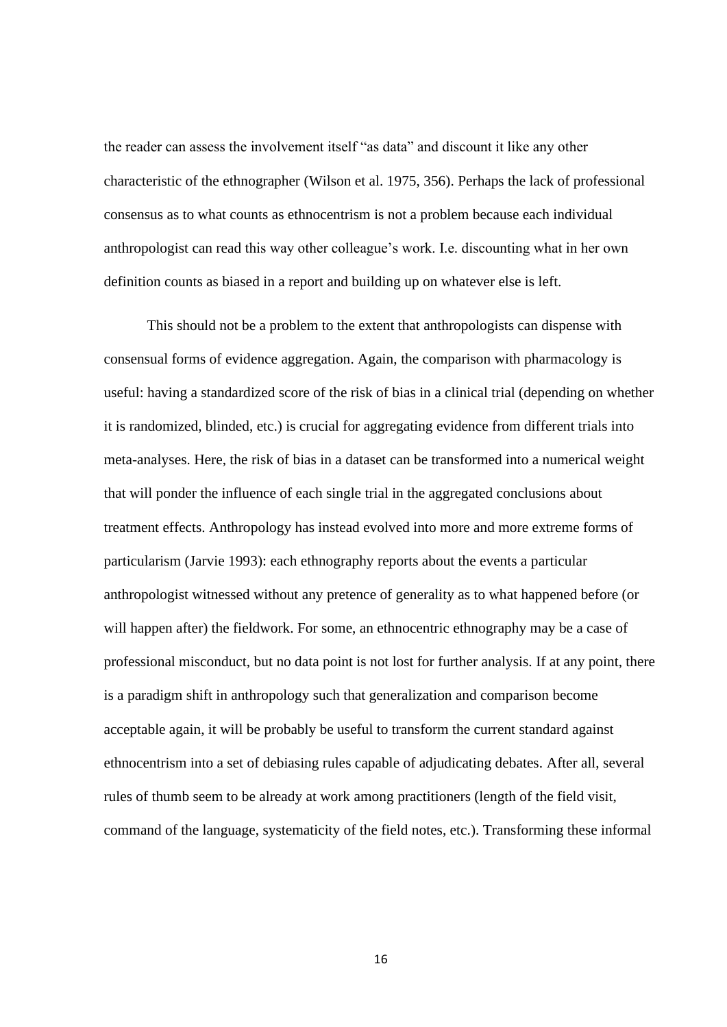the reader can assess the involvement itself "as data" and discount it like any other characteristic of the ethnographer (Wilson et al. 1975, 356). Perhaps the lack of professional consensus as to what counts as ethnocentrism is not a problem because each individual anthropologist can read this way other colleague's work. I.e. discounting what in her own definition counts as biased in a report and building up on whatever else is left.

This should not be a problem to the extent that anthropologists can dispense with consensual forms of evidence aggregation. Again, the comparison with pharmacology is useful: having a standardized score of the risk of bias in a clinical trial (depending on whether it is randomized, blinded, etc.) is crucial for aggregating evidence from different trials into meta-analyses. Here, the risk of bias in a dataset can be transformed into a numerical weight that will ponder the influence of each single trial in the aggregated conclusions about treatment effects. Anthropology has instead evolved into more and more extreme forms of particularism (Jarvie 1993): each ethnography reports about the events a particular anthropologist witnessed without any pretence of generality as to what happened before (or will happen after) the fieldwork. For some, an ethnocentric ethnography may be a case of professional misconduct, but no data point is not lost for further analysis. If at any point, there is a paradigm shift in anthropology such that generalization and comparison become acceptable again, it will be probably be useful to transform the current standard against ethnocentrism into a set of debiasing rules capable of adjudicating debates. After all, several rules of thumb seem to be already at work among practitioners (length of the field visit, command of the language, systematicity of the field notes, etc.). Transforming these informal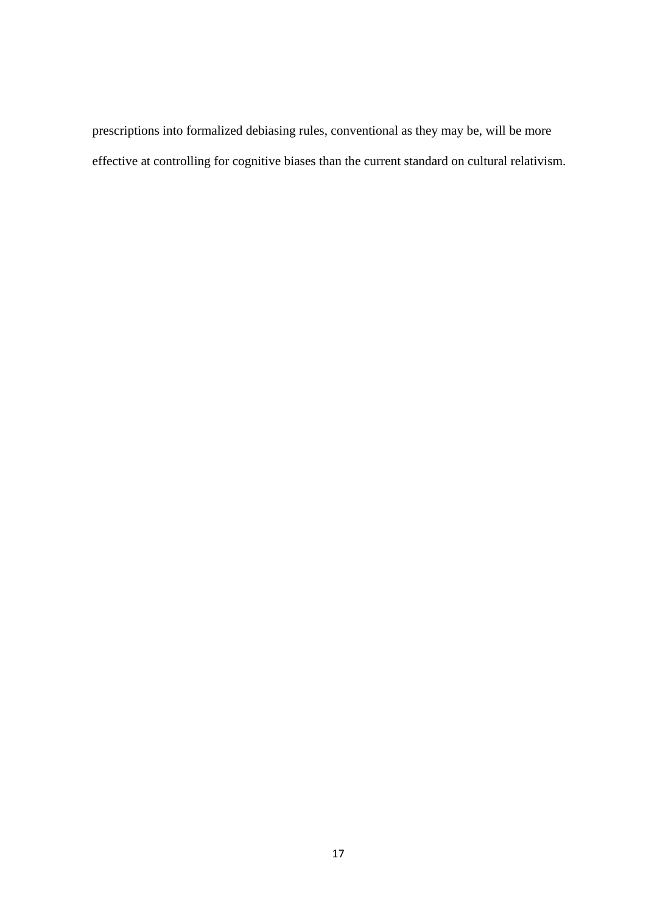prescriptions into formalized debiasing rules, conventional as they may be, will be more effective at controlling for cognitive biases than the current standard on cultural relativism.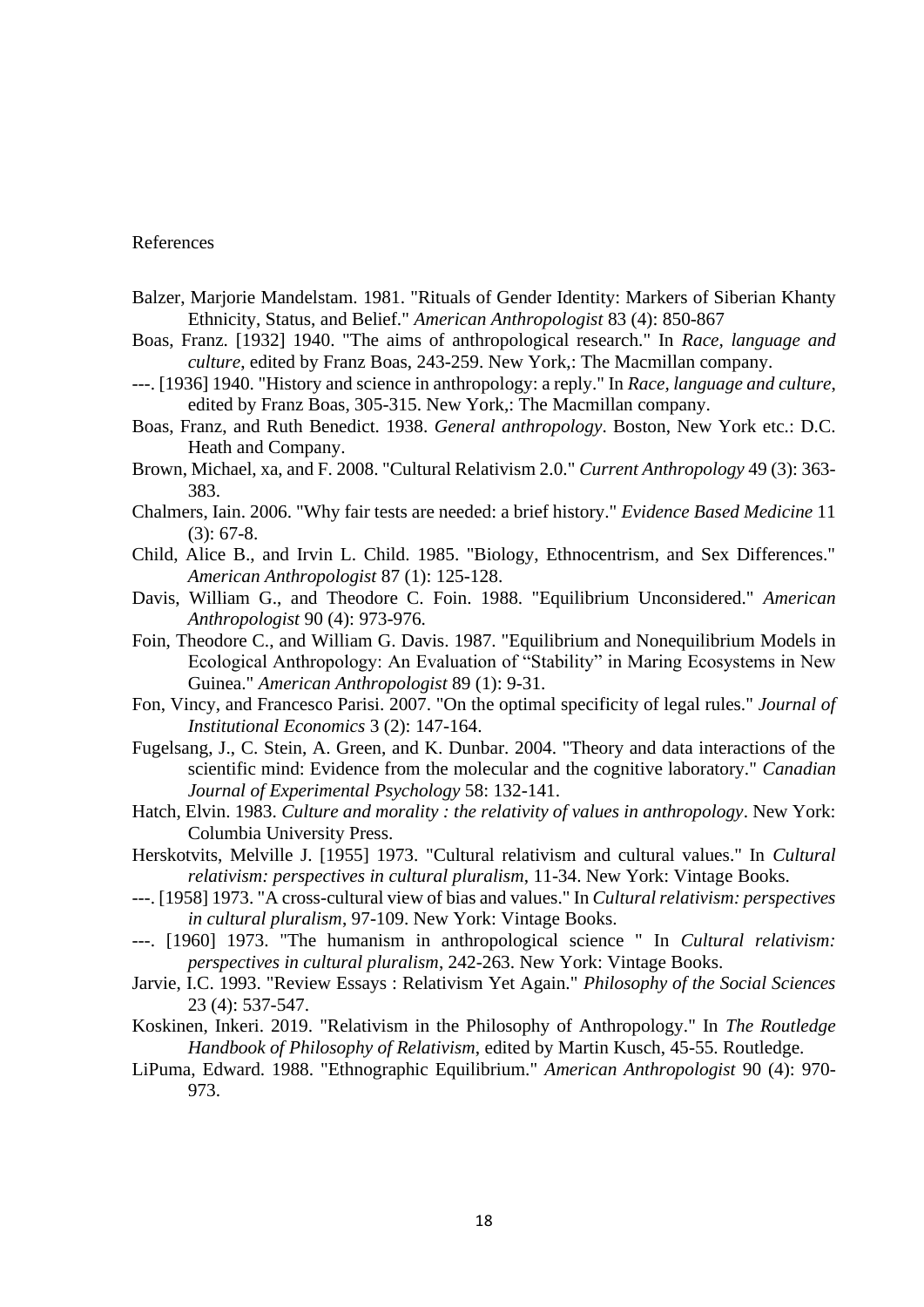References

Balzer, Marjorie Mandelstam. 1981. "Rituals of Gender Identity: Markers of Siberian Khanty Ethnicity, Status, and Belief." *American Anthropologist* 83 (4): 850-867

Boas, Franz. [1932] 1940. "The aims of anthropological research." In *Race, language and culture*, edited by Franz Boas, 243-259. New York,: The Macmillan company.

---. [1936] 1940. "History and science in anthropology: a reply." In *Race, language and culture*, edited by Franz Boas, 305-315. New York,: The Macmillan company.

Boas, Franz, and Ruth Benedict. 1938. *General anthropology*. Boston, New York etc.: D.C. Heath and Company.

Brown, Michael, xa, and F. 2008. "Cultural Relativism 2.0." *Current Anthropology* 49 (3): 363-383.

Chalmers, Iain. 2006. "Why fair tests are needed: a brief history." *Evidence Based Medicine* 11 (3): 67-8.

Child, Alice B., and Irvin L. Child. 1985. "Biology, Ethnocentrism, and Sex Differences." *American Anthropologist* 87 (1): 125-128.

Davis, William G., and Theodore C. Foin. 1988. "Equilibrium Unconsidered." *American Anthropologist* 90 (4): 973-976.

Foin, Theodore C., and William G. Davis. 1987. "Equilibrium and Nonequilibrium Models in Ecological Anthropology: An Evaluation of "Stability" in Maring Ecosystems in New Guinea." *American Anthropologist* 89 (1): 9-31.

Fon, Vincy, and Francesco Parisi. 2007. "On the optimal specificity of legal rules." *Journal of Institutional Economics* 3 (2): 147-164.

Fugelsang, J., C. Stein, A. Green, and K. Dunbar. 2004. "Theory and data interactions of the scientific mind: Evidence from the molecular and the cognitive laboratory." *Canadian Journal of Experimental Psychology* 58: 132-141.

Hatch, Elvin. 1983. *Culture and morality : the relativity of values in anthropology*. New York: Columbia University Press.

Herskotvits, Melville J. [1955] 1973. "Cultural relativism and cultural values." In *Cultural relativism: perspectives in cultural pluralism*, 11-34. New York: Vintage Books.

---. [1958] 1973. "A cross-cultural view of bias and values." In *Cultural relativism: perspectives in cultural pluralism*, 97-109. New York: Vintage Books.

---. [1960] 1973. "The humanism in anthropological science " In *Cultural relativism: perspectives in cultural pluralism*, 242-263. New York: Vintage Books.

Jarvie, I.C. 1993. "Review Essays : Relativism Yet Again." *Philosophy of the Social Sciences* 23 (4): 537-547.

Koskinen, Inkeri. 2019. "Relativism in the Philosophy of Anthropology." In *The Routledge Handbook of Philosophy of Relativism*, edited by Martin Kusch, 45-55. Routledge.

LiPuma, Edward. 1988. "Ethnographic Equilibrium." *American Anthropologist* 90 (4): 970-973.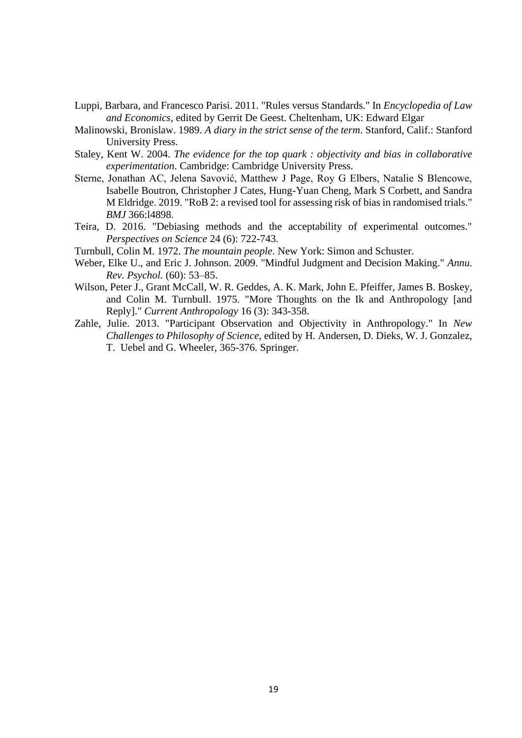Luppi, Barbara, and Francesco Parisi. 2011. "Rules versus Standards." In *Encyclopedia of Law and Economics*, edited by Gerrit De Geest. Cheltenham, UK: Edward Elgar

Malinowski, Bronislaw. 1989. *A diary in the strict sense of the term*. Stanford, Calif.: Stanford University Press.

Staley, Kent W. 2004. *The evidence for the top quark : objectivity and bias in collaborative experimentation*. Cambridge: Cambridge University Press.

Sterne, Jonathan AC, Jelena Savović, Matthew J Page, Roy G Elbers, Natalie S Blencowe, Isabelle Boutron, Christopher J Cates, Hung-Yuan Cheng, Mark S Corbett, and Sandra M Eldridge. 2019. "RoB 2: a revised tool for assessing risk of bias in randomised trials." *BMJ* 366:l4898.

Teira, D. 2016. "Debiasing methods and the acceptability of experimental outcomes." *Perspectives on Science* 24 (6): 722-743.

Turnbull, Colin M. 1972. *The mountain people*. New York: Simon and Schuster.

Weber, Elke U., and Eric J. Johnson. 2009. "Mindful Judgment and Decision Making." *Annu. Rev. Psychol.* (60): 53–85.

Wilson, Peter J., Grant McCall, W. R. Geddes, A. K. Mark, John E. Pfeiffer, James B. Boskey, and Colin M. Turnbull. 1975. "More Thoughts on the Ik and Anthropology [and Reply]." *Current Anthropology* 16 (3): 343-358.

Zahle, Julie. 2013. "Participant Observation and Objectivity in Anthropology." In *New Challenges to Philosophy of Science*, edited by H. Andersen, D. Dieks, W. J. Gonzalez, T. Uebel and G. Wheeler, 365-376. Springer.